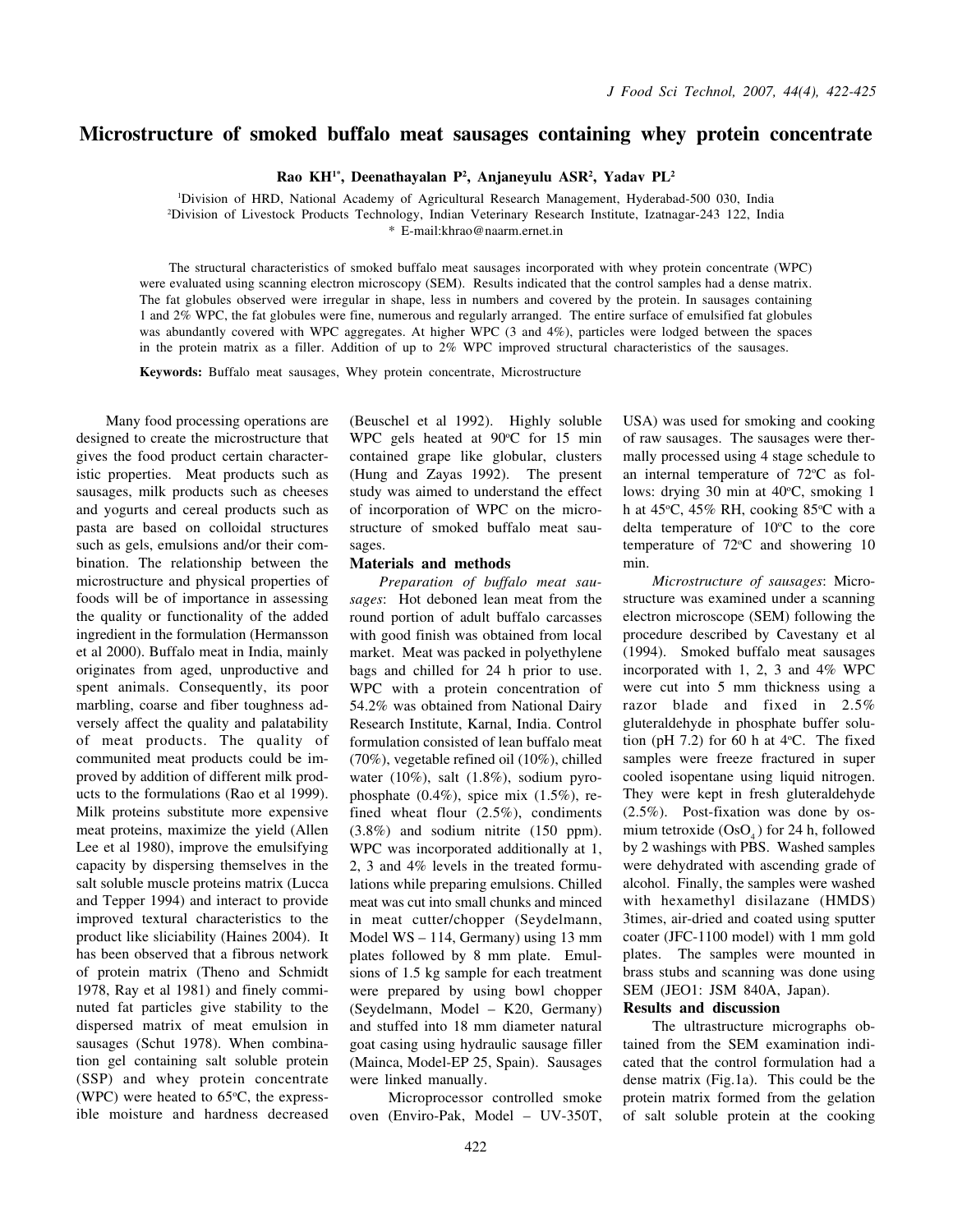# Microstructure of smoked buffalo meat sausages containing whey protein concentrate

**Rao KH[1*], Deenathayalan P[2], Anjaneyulu ASR[2], Yadav PL[2]**

[1]Division of HRD, National Academy of Agricultural Research Management, Hyderabad-500 030, India
[2]Division of Livestock Products Technology, Indian Veterinary Research Institute, Izatnagar-243 122, India
* E-mail:khrao@naarm.ernet.in

The structural characteristics of smoked buffalo meat sausages incorporated with whey protein concentrate (WPC) were evaluated using scanning electron microscopy (SEM). Results indicated that the control samples had a dense matrix. The fat globules observed were irregular in shape, less in numbers and covered by the protein. In sausages containing 1 and 2% WPC, the fat globules were fine, numerous and regularly arranged. The entire surface of emulsified fat globules was abundantly covered with WPC aggregates. At higher WPC (3 and 4%), particles were lodged between the spaces in the protein matrix as a filler. Addition of up to 2% WPC improved structural characteristics of the sausages.

**Keywords:** Buffalo meat sausages, Whey protein concentrate, Microstructure

Many food processing operations are designed to create the microstructure that gives the food product certain characteristic properties. Meat products such as sausages, milk products such as cheeses and yogurts and cereal products such as pasta are based on colloidal structures such as gels, emulsions and/or their combination. The relationship between the microstructure and physical properties of foods will be of importance in assessing the quality or functionality of the added ingredient in the formulation (Hermansson et al 2000). Buffalo meat in India, mainly originates from aged, unproductive and spent animals. Consequently, its poor marbling, coarse and fiber toughness adversely affect the quality and palatability of meat products. The quality of communited meat products could be improved by addition of different milk products to the formulations (Rao et al 1999). Milk proteins substitute more expensive meat proteins, maximize the yield (Allen Lee et al 1980), improve the emulsifying capacity by dispersing themselves in the salt soluble muscle proteins matrix (Lucca and Tepper 1994) and interact to provide improved textural characteristics to the product like sliciability (Haines 2004). It has been observed that a fibrous network of protein matrix (Theno and Schmidt 1978, Ray et al 1981) and finely comminuted fat particles give stability to the dispersed matrix of meat emulsion in sausages (Schut 1978). When combination gel containing salt soluble protein (SSP) and whey protein concentrate (WPC) were heated to 65°C, the expressible moisture and hardness decreased (Beuschel et al 1992). Highly soluble WPC gels heated at 90°C for 15 min contained grape like globular, clusters (Hung and Zayas 1992). The present study was aimed to understand the effect of incorporation of WPC on the microstructure of smoked buffalo meat sausages.

## Materials and methods

*Preparation of buffalo meat sausages*: Hot deboned lean meat from the round portion of adult buffalo carcasses with good finish was obtained from local market. Meat was packed in polyethylene bags and chilled for 24 h prior to use. WPC with a protein concentration of 54.2% was obtained from National Dairy Research Institute, Karnal, India. Control formulation consisted of lean buffalo meat (70%), vegetable refined oil (10%), chilled water (10%), salt (1.8%), sodium pyrophosphate (0.4%), spice mix (1.5%), refined wheat flour (2.5%), condiments (3.8%) and sodium nitrite (150 ppm). WPC was incorporated additionally at 1, 2, 3 and 4% levels in the treated formulations while preparing emulsions. Chilled meat was cut into small chunks and minced in meat cutter/chopper (Seydelmann, Model WS – 114, Germany) using 13 mm plates followed by 8 mm plate. Emulsions of 1.5 kg sample for each treatment were prepared by using bowl chopper (Seydelmann, Model – K20, Germany) and stuffed into 18 mm diameter natural goat casing using hydraulic sausage filler (Mainca, Model-EP 25, Spain). Sausages were linked manually.

Microprocessor controlled smoke oven (Enviro-Pak, Model – UV-350T, USA) was used for smoking and cooking of raw sausages. The sausages were thermally processed using 4 stage schedule to an internal temperature of 72°C as follows: drying 30 min at 40°C, smoking 1 h at 45°C, 45% RH, cooking 85°C with a delta temperature of 10°C to the core temperature of 72°C and showering 10 min.

*Microstructure of sausages*: Microstructure was examined under a scanning electron microscope (SEM) following the procedure described by Cavestany et al (1994). Smoked buffalo meat sausages incorporated with 1, 2, 3 and 4% WPC were cut into 5 mm thickness using a razor blade and fixed in 2.5% gluteraldehyde in phosphate buffer solution (pH 7.2) for 60 h at 4°C. The fixed samples were freeze fractured in super cooled isopentane using liquid nitrogen. They were kept in fresh gluteraldehyde (2.5%). Post-fixation was done by osmium tetroxide ($OsO_4$) for 24 h, followed by 2 washings with PBS. Washed samples were dehydrated with ascending grade of alcohol. Finally, the samples were washed with hexamethyl disilazane (HMDS) 3times, air-dried and coated using sputter coater (JFC-1100 model) with 1 mm gold plates. The samples were mounted in brass stubs and scanning was done using SEM (JEO1: JSM 840A, Japan).

## Results and discussion

The ultrastructure micrographs obtained from the SEM examination indicated that the control formulation had a dense matrix (Fig.1a). This could be the protein matrix formed from the gelation of salt soluble protein at the cooking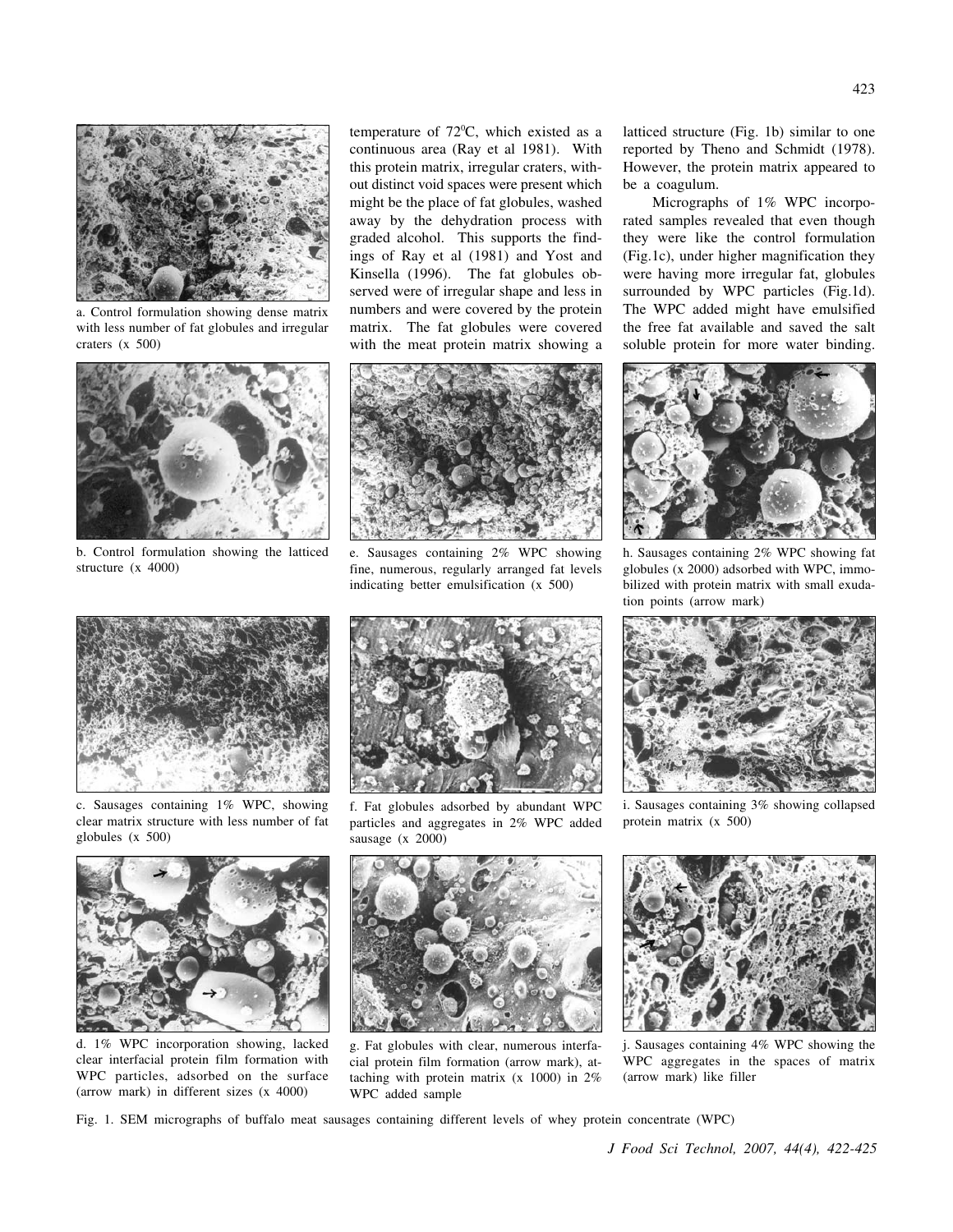temperature of 72°C, which existed as a continuous area (Ray et al 1981). With this protein matrix, irregular craters, without distinct void spaces were present which might be the place of fat globules, washed away by the dehydration process with graded alcohol. This supports the findings of Ray et al (1981) and Yost and Kinsella (1996). The fat globules observed were of irregular shape and less in numbers and were covered by the protein matrix. The fat globules were covered with the meat protein matrix showing a latticed structure (Fig. 1b) similar to one reported by Theno and Schmidt (1978). However, the protein matrix appeared to be a coagulum.

Micrographs of 1% WPC incorporated samples revealed that even though they were like the control formulation (Fig.1c), under higher magnification they were having more irregular fat, globules surrounded by WPC particles (Fig.1d). The WPC added might have emulsified the free fat available and saved the salt soluble protein for more water binding.

a. Control formulation showing dense matrix with less number of fat globules and irregular craters (x 500)

b. Control formulation showing the latticed structure (x 4000)

c. Sausages containing 1% WPC, showing clear matrix structure with less number of fat globules (x 500)

d. 1% WPC incorporation showing, lacked clear interfacial protein film formation with WPC particles, adsorbed on the surface (arrow mark) in different sizes (x 4000)

e. Sausages containing 2% WPC showing fine, numerous, regularly arranged fat levels indicating better emulsification (x 500)

f. Fat globules adsorbed by abundant WPC particles and aggregates in 2% WPC added sausage (x 2000)

g. Fat globules with clear, numerous interfacial protein film formation (arrow mark), attaching with protein matrix (x 1000) in 2% WPC added sample

h. Sausages containing 2% WPC showing fat globules (x 2000) adsorbed with WPC, immobilized with protein matrix with small exudation points (arrow mark)

i. Sausages containing 3% showing collapsed protein matrix (x 500)

j. Sausages containing 4% WPC showing the WPC aggregates in the spaces of matrix (arrow mark) like filler

Fig. 1. SEM micrographs of buffalo meat sausages containing different levels of whey protein concentrate (WPC)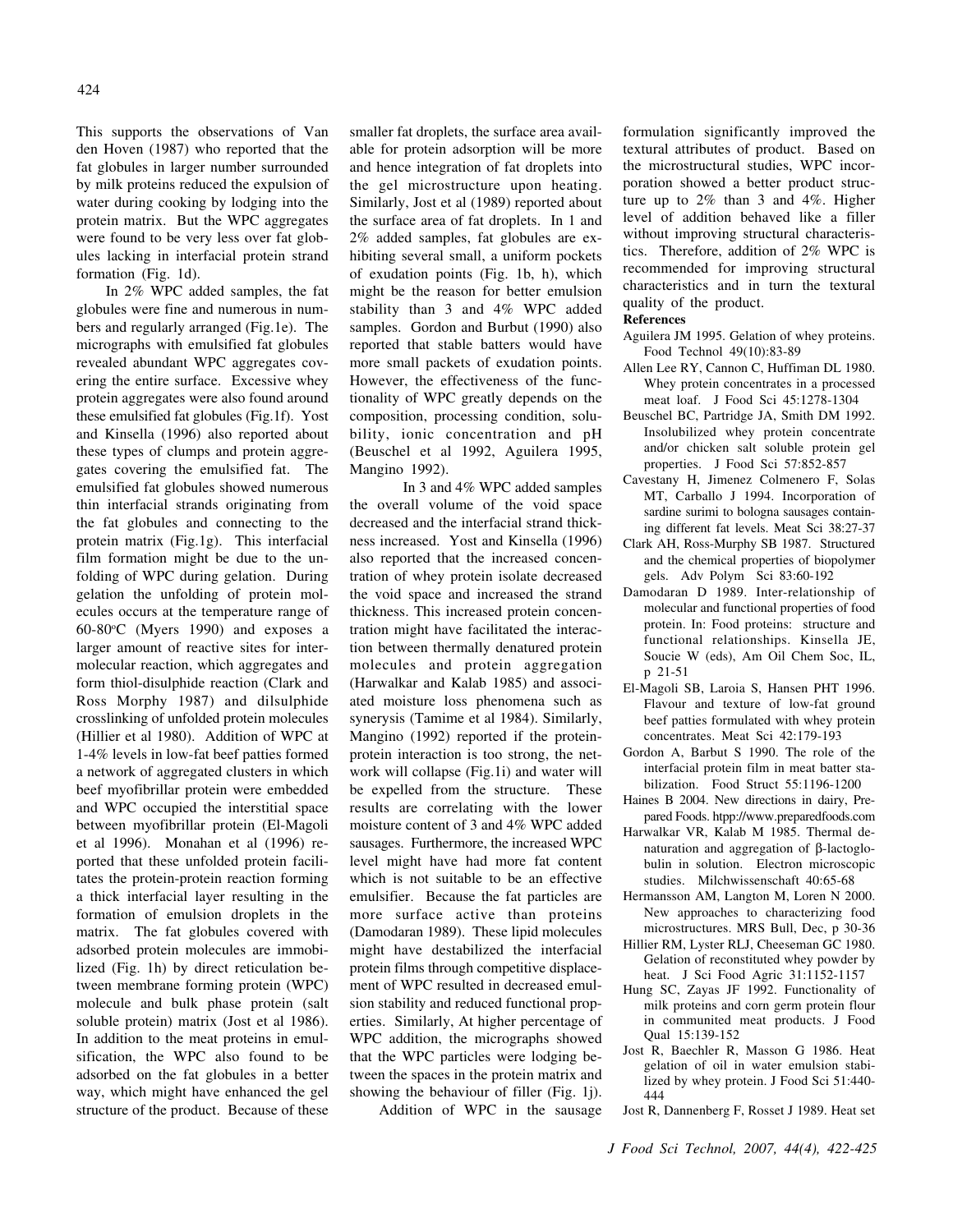This supports the observations of Van den Hoven (1987) who reported that the fat globules in larger number surrounded by milk proteins reduced the expulsion of water during cooking by lodging into the protein matrix. But the WPC aggregates were found to be very less over fat globules lacking in interfacial protein strand formation (Fig. 1d).

In 2% WPC added samples, the fat globules were fine and numerous in numbers and regularly arranged (Fig.1e). The micrographs with emulsified fat globules revealed abundant WPC aggregates covering the entire surface. Excessive whey protein aggregates were also found around these emulsified fat globules (Fig.1f). Yost and Kinsella (1996) also reported about these types of clumps and protein aggregates covering the emulsified fat. The emulsified fat globules showed numerous thin interfacial strands originating from the fat globules and connecting to the protein matrix (Fig.1g). This interfacial film formation might be due to the unfolding of WPC during gelation. During gelation the unfolding of protein molecules occurs at the temperature range of 60-80°C (Myers 1990) and exposes a larger amount of reactive sites for intermolecular reaction, which aggregates and form thiol-disulphide reaction (Clark and Ross Morphy 1987) and dilsulphide crosslinking of unfolded protein molecules (Hillier et al 1980). Addition of WPC at 1-4% levels in low-fat beef patties formed a network of aggregated clusters in which beef myofibrillar protein were embedded and WPC occupied the interstitial space between myofibrillar protein (El-Magoli et al 1996). Monahan et al (1996) reported that these unfolded protein facilitates the protein-protein reaction forming a thick interfacial layer resulting in the formation of emulsion droplets in the matrix. The fat globules covered with adsorbed protein molecules are immobilized (Fig. 1h) by direct reticulation between membrane forming protein (WPC) molecule and bulk phase protein (salt soluble protein) matrix (Jost et al 1986). In addition to the meat proteins in emulsification, the WPC also found to be adsorbed on the fat globules in a better way, which might have enhanced the gel structure of the product. Because of these smaller fat droplets, the surface area available for protein adsorption will be more and hence integration of fat droplets into the gel microstructure upon heating. Similarly, Jost et al (1989) reported about the surface area of fat droplets. In 1 and 2% added samples, fat globules are exhibiting several small, a uniform pockets of exudation points (Fig. 1b, h), which might be the reason for better emulsion stability than 3 and 4% WPC added samples. Gordon and Burbut (1990) also reported that stable batters would have more small packets of exudation points. However, the effectiveness of the functionality of WPC greatly depends on the composition, processing condition, solubility, ionic concentration and pH (Beuschel et al 1992, Aguilera 1995, Mangino 1992).

In 3 and 4% WPC added samples the overall volume of the void space decreased and the interfacial strand thickness increased. Yost and Kinsella (1996) also reported that the increased concentration of whey protein isolate decreased the void space and increased the strand thickness. This increased protein concentration might have facilitated the interaction between thermally denatured protein molecules and protein aggregation (Harwalkar and Kalab 1985) and associated moisture loss phenomena such as syneresis (Tamime et al 1984). Similarly, Mangino (1992) reported if the protein-protein interaction is too strong, the network will collapse (Fig.1i) and water will be expelled from the structure. These results are correlating with the lower moisture content of 3 and 4% WPC added sausages. Furthermore, the increased WPC level might have had more fat content which is not suitable to be an effective emulsifier. Because the fat particles are more surface active than proteins (Damodaran 1989). These lipid molecules might have destabilized the interfacial protein films through competitive displacement of WPC resulted in decreased emulsion stability and reduced functional properties. Similarly, At higher percentage of WPC addition, the micrographs showed that the WPC particles were lodging between the spaces in the protein matrix and showing the behaviour of filler (Fig. 1j).

Addition of WPC in the sausage formulation significantly improved the textural attributes of product. Based on the microstructural studies, WPC incorporation showed a better product structure up to 2% than 3 and 4%. Higher level of addition behaved like a filler without improving structural characteristics. Therefore, addition of 2% WPC is recommended for improving structural characteristics and in turn the textural quality of the product.

**References**

- Aguilera JM 1995. Gelation of whey proteins. Food Technol 49(10):83-89
- Allen Lee RY, Cannon C, Huffiman DL 1980. Whey protein concentrates in a processed meat loaf. J Food Sci 45:1278-1304
- Beuschel BC, Partridge JA, Smith DM 1992. Insolubilized whey protein concentrate and/or chicken salt soluble protein gel properties. J Food Sci 57:852-857
- Cavestany H, Jimenez Colmenero F, Solas MT, Carballo J 1994. Incorporation of sardine surimi to bologna sausages containing different fat levels. Meat Sci 38:27-37
- Clark AH, Ross-Murphy SB 1987. Structured and the chemical properties of biopolymer gels. Adv Polym Sci 83:60-192
- Damodaran D 1989. Inter-relationship of molecular and functional properties of food protein. In: Food proteins: structure and functional relationships. Kinsella JE, Soucie W (eds), Am Oil Chem Soc, IL, p 21-51
- El-Magoli SB, Laroia S, Hansen PHT 1996. Flavour and texture of low-fat ground beef patties formulated with whey protein concentrates. Meat Sci 42:179-193
- Gordon A, Barbut S 1990. The role of the interfacial protein film in meat batter stabilization. Food Struct 55:1196-1200
- Haines B 2004. New directions in dairy, Prepared Foods. htpp://www.preparedfoods.com
- Harwalkar VR, Kalab M 1985. Thermal denaturation and aggregation of β-lactoglobulin in solution. Electron microscopic studies. Milchwissenschaft 40:65-68
- Hermansson AM, Langton M, Loren N 2000. New approaches to characterizing food microstructures. MRS Bull, Dec, p 30-36
- Hillier RM, Lyster RLJ, Cheeseman GC 1980. Gelation of reconstituted whey powder by heat. J Sci Food Agric 31:1152-1157
- Hung SC, Zayas JF 1992. Functionality of milk proteins and corn germ protein flour in communited meat products. J Food Qual 15:139-152
- Jost R, Baechler R, Masson G 1986. Heat gelation of oil in water emulsion stabilized by whey protein. J Food Sci 51:440-444
- Jost R, Dannenberg F, Rosset J 1989. Heat set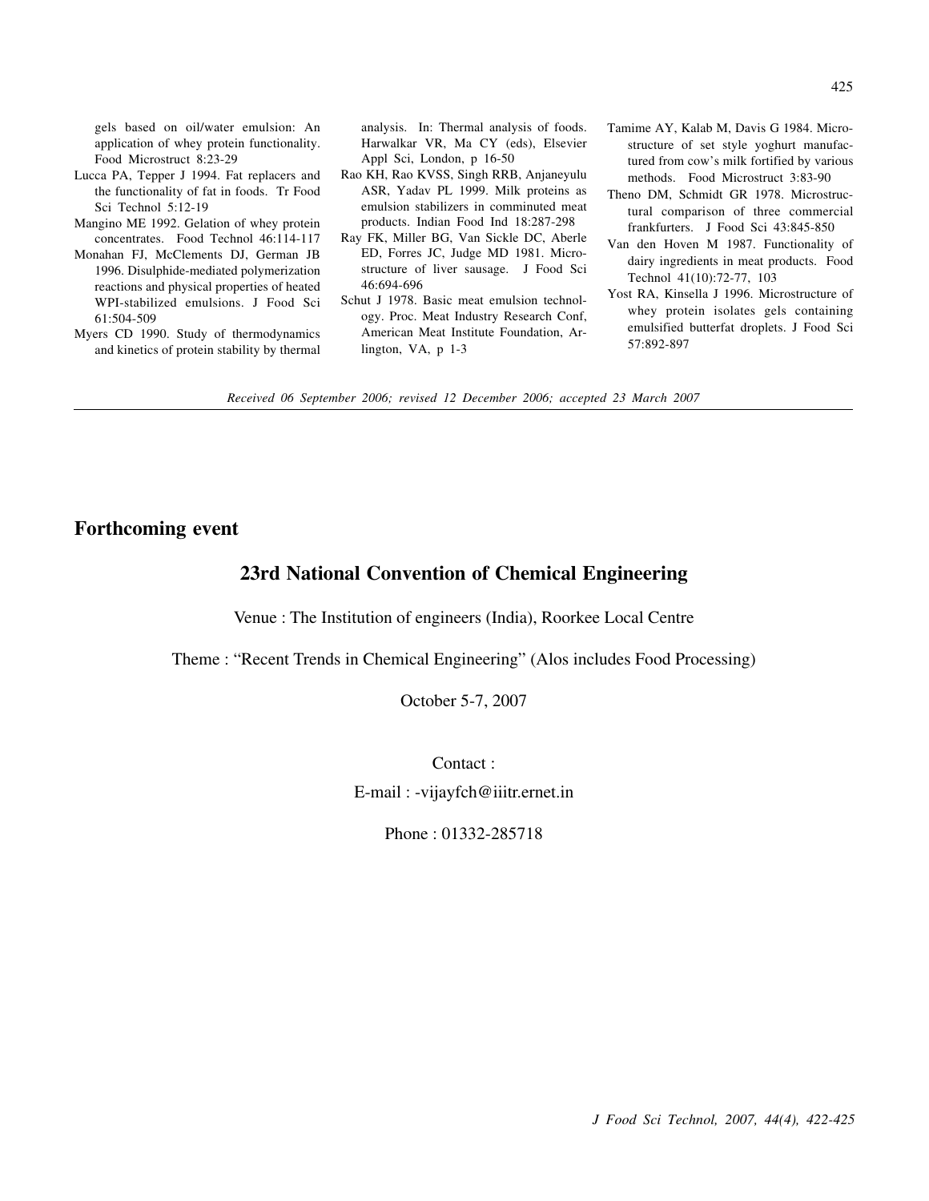gels based on oil/water emulsion: An application of whey protein functionality. Food Microstruct 8:23-29

Lucca PA, Tepper J 1994. Fat replacers and the functionality of fat in foods. Tr Food Sci Technol 5:12-19

Mangino ME 1992. Gelation of whey protein concentrates. Food Technol 46:114-117

Monahan FJ, McClements DJ, German JB 1996. Disulphide-mediated polymerization reactions and physical properties of heated WPI-stabilized emulsions. J Food Sci 61:504-509

Myers CD 1990. Study of thermodynamics and kinetics of protein stability by thermal analysis. In: Thermal analysis of foods. Harwalkar VR, Ma CY (eds), Elsevier Appl Sci, London, p 16-50

Rao KH, Rao KVSS, Singh RRB, Anjaneyulu ASR, Yadav PL 1999. Milk proteins as emulsion stabilizers in comminuted meat products. Indian Food Ind 18:287-298

Ray FK, Miller BG, Van Sickle DC, Aberle ED, Forres JC, Judge MD 1981. Microstructure of liver sausage. J Food Sci 46:694-696

Schut J 1978. Basic meat emulsion technology. Proc. Meat Industry Research Conf, American Meat Institute Foundation, Arlington, VA, p 1-3

Tamime AY, Kalab M, Davis G 1984. Microstructure of set style yoghurt manufactured from cow's milk fortified by various methods. Food Microstruct 3:83-90

Theno DM, Schmidt GR 1978. Microstructural comparison of three commercial frankfurters. J Food Sci 43:845-850

Van den Hoven M 1987. Functionality of dairy ingredients in meat products. Food Technol 41(10):72-77, 103

Yost RA, Kinsella J 1996. Microstructure of whey protein isolates gels containing emulsified butterfat droplets. J Food Sci 57:892-897

*Received 06 September 2006; revised 12 December 2006; accepted 23 March 2007*

## Forthcoming event

### 23rd National Convention of Chemical Engineering

Venue : The Institution of engineers (India), Roorkee Local Centre

Theme : "Recent Trends in Chemical Engineering" (Alos includes Food Processing)

October 5-7, 2007

Contact :

E-mail : -vijayfch@iiitr.ernet.in

Phone : 01332-285718